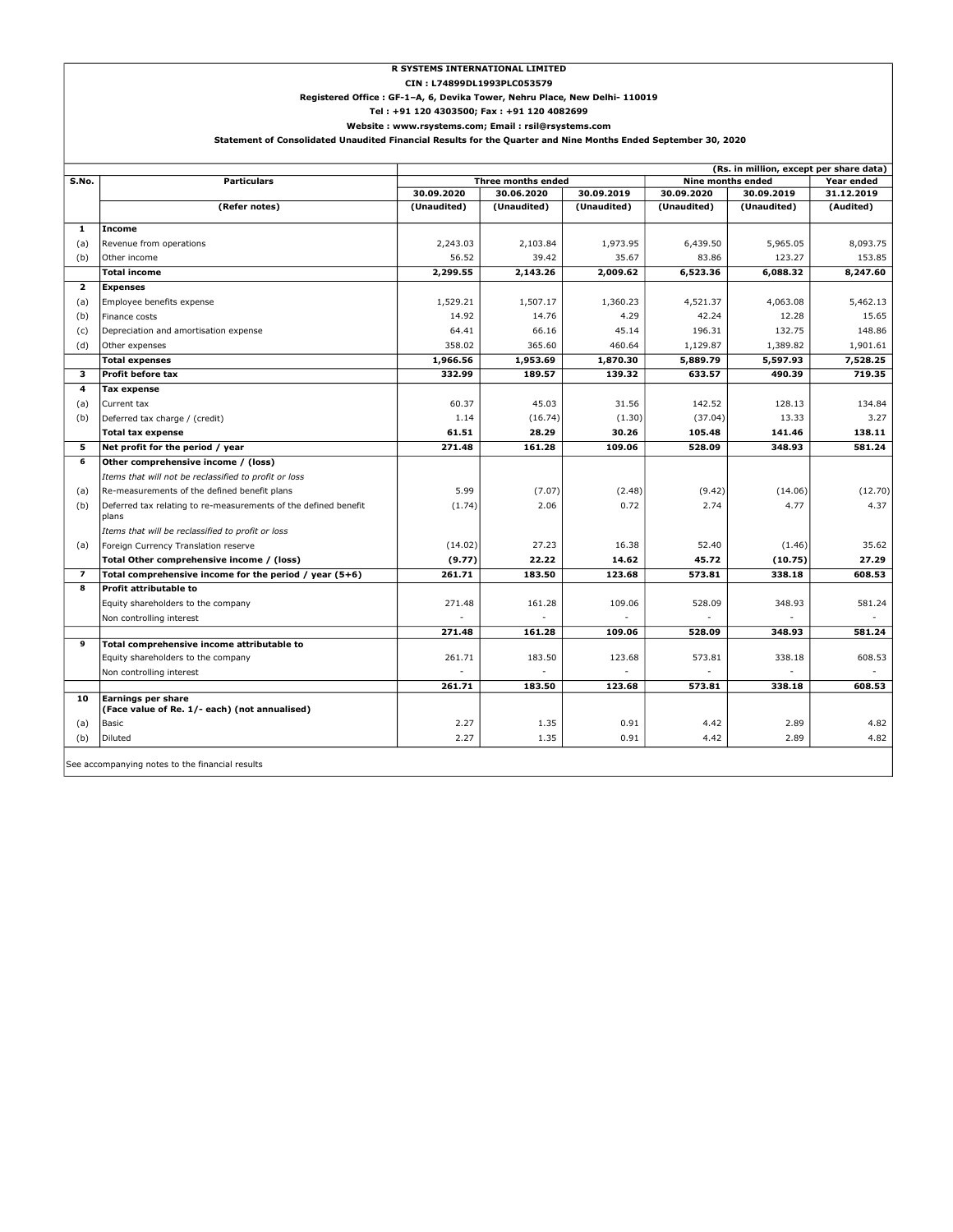**R SYSTEMS INTERNATIONAL LIMITED**

**CIN : L74899DL1993PLC053579**

**Registered Office : GF-1–A, 6, Devika Tower, Nehru Place, New Delhi- 110019**

**Tel : +91 120 4303500; Fax : +91 120 4082699**

**Website : www.rsystems.com; Email : rsil@rsystems.com**

**Statement of Consolidated Unaudited Financial Results for the Quarter and Nine Months Ended September 30, 2020**

(Rs. in million, except per share data)

| S.No. | Particulars | Three months ended | | | Nine months ended | | Year ended |
|---|---|---|---|---|---|---|---|
| | | 30.09.2020 | 30.06.2020 | 30.09.2019 | 30.09.2020 | 30.09.2019 | 31.12.2019 |
| | (Refer notes) | (Unaudited) | (Unaudited) | (Unaudited) | (Unaudited) | (Unaudited) | (Audited) |
| **1** | **Income** | | | | | | |
| (a) | Revenue from operations | 2,243.03 | 2,103.84 | 1,973.95 | 6,439.50 | 5,965.05 | 8,093.75 |
| (b) | Other income | 56.52 | 39.42 | 35.67 | 83.86 | 123.27 | 153.85 |
| | **Total income** | **2,299.55** | **2,143.26** | **2,009.62** | **6,523.36** | **6,088.32** | **8,247.60** |
| **2** | **Expenses** | | | | | | |
| (a) | Employee benefits expense | 1,529.21 | 1,507.17 | 1,360.23 | 4,521.37 | 4,063.08 | 5,462.13 |
| (b) | Finance costs | 14.92 | 14.76 | 4.29 | 42.24 | 12.28 | 15.65 |
| (c) | Depreciation and amortisation expense | 64.41 | 66.16 | 45.14 | 196.31 | 132.75 | 148.86 |
| (d) | Other expenses | 358.02 | 365.60 | 460.64 | 1,129.87 | 1,389.82 | 1,901.61 |
| | **Total expenses** | **1,966.56** | **1,953.69** | **1,870.30** | **5,889.79** | **5,597.93** | **7,528.25** |
| **3** | **Profit before tax** | **332.99** | **189.57** | **139.32** | **633.57** | **490.39** | **719.35** |
| **4** | **Tax expense** | | | | | | |
| (a) | Current tax | 60.37 | 45.03 | 31.56 | 142.52 | 128.13 | 134.84 |
| (b) | Deferred tax charge / (credit) | 1.14 | (16.74) | (1.30) | (37.04) | 13.33 | 3.27 |
| | **Total tax expense** | **61.51** | **28.29** | **30.26** | **105.48** | **141.46** | **138.11** |
| **5** | **Net profit for the period / year** | **271.48** | **161.28** | **109.06** | **528.09** | **348.93** | **581.24** |
| **6** | **Other comprehensive income / (loss)** | | | | | | |
| | *Items that will not be reclassified to profit or loss* | | | | | | |
| (a) | Re-measurements of the defined benefit plans | 5.99 | (7.07) | (2.48) | (9.42) | (14.06) | (12.70) |
| (b) | Deferred tax relating to re-measurements of the defined benefit plans | (1.74) | 2.06 | 0.72 | 2.74 | 4.77 | 4.37 |
| | *Items that will be reclassified to profit or loss* | | | | | | |
| (a) | Foreign Currency Translation reserve | (14.02) | 27.23 | 16.38 | 52.40 | (1.46) | 35.62 |
| | **Total Other comprehensive income / (loss)** | **(9.77)** | **22.22** | **14.62** | **45.72** | **(10.75)** | **27.29** |
| **7** | **Total comprehensive income for the period / year (5+6)** | **261.71** | **183.50** | **123.68** | **573.81** | **338.18** | **608.53** |
| **8** | **Profit attributable to** | | | | | | |
| | Equity shareholders to the company | 271.48 | 161.28 | 109.06 | 528.09 | 348.93 | 581.24 |
| | Non controlling interest | - | - | - | - | - | - |
| | | **271.48** | **161.28** | **109.06** | **528.09** | **348.93** | **581.24** |
| **9** | **Total comprehensive income attributable to** | | | | | | |
| | Equity shareholders to the company | 261.71 | 183.50 | 123.68 | 573.81 | 338.18 | 608.53 |
| | Non controlling interest | - | - | - | - | - | - |
| | | **261.71** | **183.50** | **123.68** | **573.81** | **338.18** | **608.53** |
| **10** | **Earnings per share (Face value of Re. 1/- each) (not annualised)** | | | | | | |
| (a) | Basic | 2.27 | 1.35 | 0.91 | 4.42 | 2.89 | 4.82 |
| (b) | Diluted | 2.27 | 1.35 | 0.91 | 4.42 | 2.89 | 4.82 |

See accompanying notes to the financial results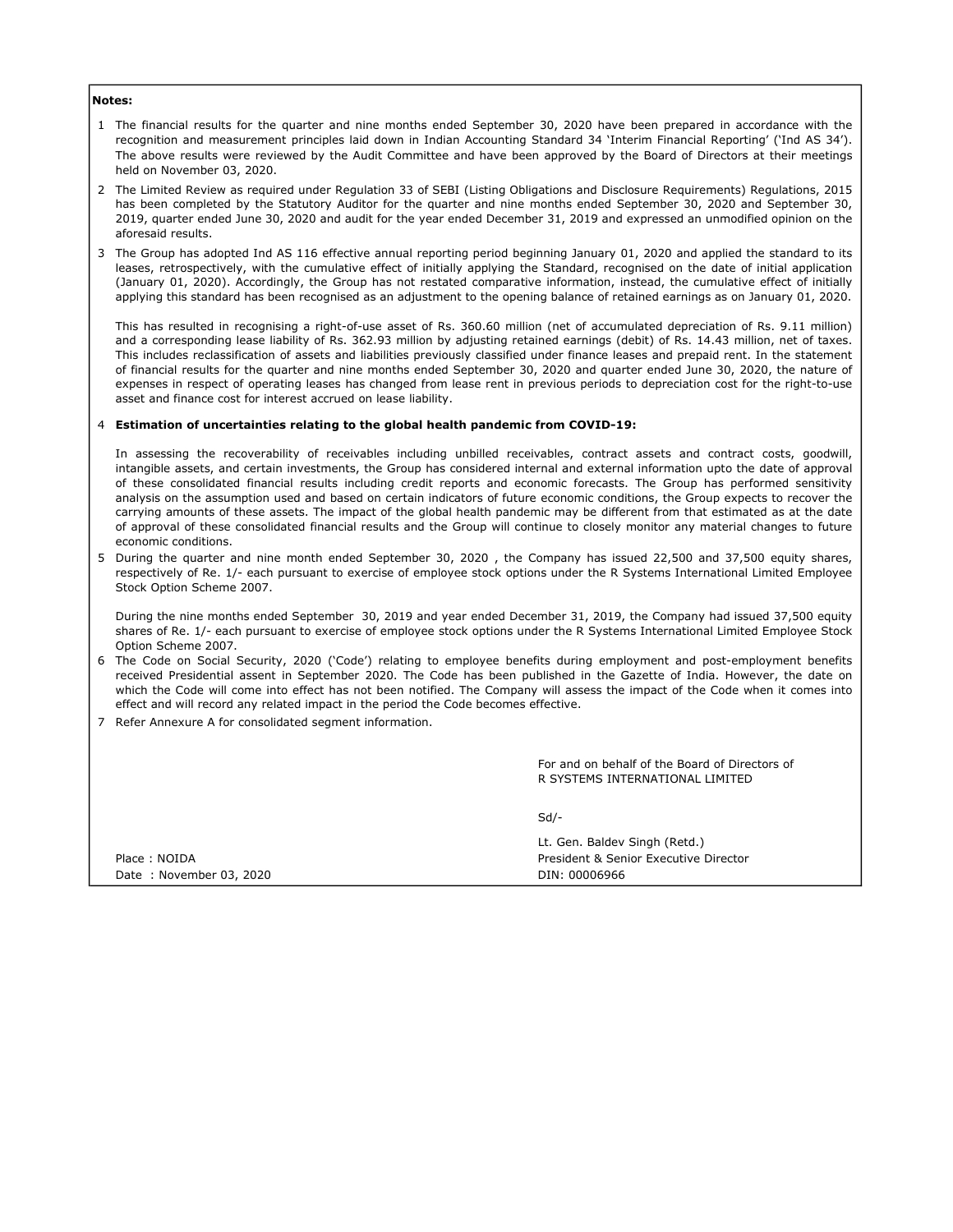**Notes:**

1. The financial results for the quarter and nine months ended September 30, 2020 have been prepared in accordance with the recognition and measurement principles laid down in Indian Accounting Standard 34 'Interim Financial Reporting' ('Ind AS 34'). The above results were reviewed by the Audit Committee and have been approved by the Board of Directors at their meetings held on November 03, 2020.

2. The Limited Review as required under Regulation 33 of SEBI (Listing Obligations and Disclosure Requirements) Regulations, 2015 has been completed by the Statutory Auditor for the quarter and nine months ended September 30, 2020 and September 30, 2019, quarter ended June 30, 2020 and audit for the year ended December 31, 2019 and expressed an unmodified opinion on the aforesaid results.

3. The Group has adopted Ind AS 116 effective annual reporting period beginning January 01, 2020 and applied the standard to its leases, retrospectively, with the cumulative effect of initially applying the Standard, recognised on the date of initial application (January 01, 2020). Accordingly, the Group has not restated comparative information, instead, the cumulative effect of initially applying this standard has been recognised as an adjustment to the opening balance of retained earnings as on January 01, 2020.

   This has resulted in recognising a right-of-use asset of Rs. 360.60 million (net of accumulated depreciation of Rs. 9.11 million) and a corresponding lease liability of Rs. 362.93 million by adjusting retained earnings (debit) of Rs. 14.43 million, net of taxes. This includes reclassification of assets and liabilities previously classified under finance leases and prepaid rent. In the statement of financial results for the quarter and nine months ended September 30, 2020 and quarter ended June 30, 2020, the nature of expenses in respect of operating leases has changed from lease rent in previous periods to depreciation cost for the right-to-use asset and finance cost for interest accrued on lease liability.

4. **Estimation of uncertainties relating to the global health pandemic from COVID-19:**

   In assessing the recoverability of receivables including unbilled receivables, contract assets and contract costs, goodwill, intangible assets, and certain investments, the Group has considered internal and external information upto the date of approval of these consolidated financial results including credit reports and economic forecasts. The Group has performed sensitivity analysis on the assumption used and based on certain indicators of future economic conditions, the Group expects to recover the carrying amounts of these assets. The impact of the global health pandemic may be different from that estimated as at the date of approval of these consolidated financial results and the Group will continue to closely monitor any material changes to future economic conditions.

5. During the quarter and nine month ended September 30, 2020 , the Company has issued 22,500 and 37,500 equity shares, respectively of Re. 1/- each pursuant to exercise of employee stock options under the R Systems International Limited Employee Stock Option Scheme 2007.

   During the nine months ended September 30, 2019 and year ended December 31, 2019, the Company had issued 37,500 equity shares of Re. 1/- each pursuant to exercise of employee stock options under the R Systems International Limited Employee Stock Option Scheme 2007.

6. The Code on Social Security, 2020 ('Code') relating to employee benefits during employment and post-employment benefits received Presidential assent in September 2020. The Code has been published in the Gazette of India. However, the date on which the Code will come into effect has not been notified. The Company will assess the impact of the Code when it comes into effect and will record any related impact in the period the Code becomes effective.

7. Refer Annexure A for consolidated segment information.

For and on behalf of the Board of Directors of
R SYSTEMS INTERNATIONAL LIMITED

Sd/-

Lt. Gen. Baldev Singh (Retd.)
President & Senior Executive Director
DIN: 00006966

Place : NOIDA
Date : November 03, 2020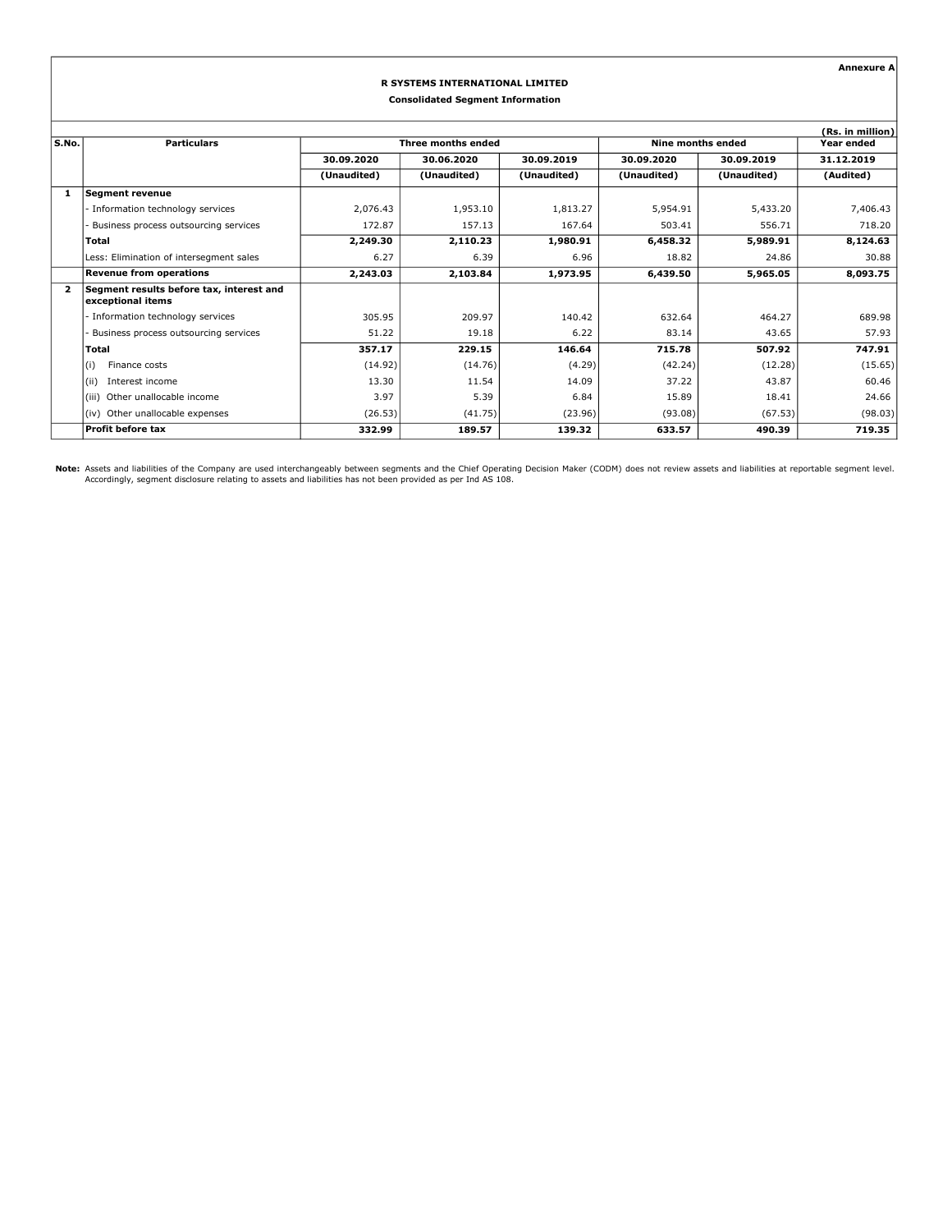**Annexure A**

**R SYSTEMS INTERNATIONAL LIMITED**

**Consolidated Segment Information**

(Rs. in million)

| S.No. | Particulars | Three months ended | | | Nine months ended | | Year ended |
|---|---|---|---|---|---|---|---|
| | | 30.09.2020 | 30.06.2020 | 30.09.2019 | 30.09.2020 | 30.09.2019 | 31.12.2019 |
| | | (Unaudited) | (Unaudited) | (Unaudited) | (Unaudited) | (Unaudited) | (Audited) |
| 1 | **Segment revenue** | | | | | | |
| | - Information technology services | 2,076.43 | 1,953.10 | 1,813.27 | 5,954.91 | 5,433.20 | 7,406.43 |
| | - Business process outsourcing services | 172.87 | 157.13 | 167.64 | 503.41 | 556.71 | 718.20 |
| | **Total** | **2,249.30** | **2,110.23** | **1,980.91** | **6,458.32** | **5,989.91** | **8,124.63** |
| | Less: Elimination of intersegment sales | 6.27 | 6.39 | 6.96 | 18.82 | 24.86 | 30.88 |
| | **Revenue from operations** | **2,243.03** | **2,103.84** | **1,973.95** | **6,439.50** | **5,965.05** | **8,093.75** |
| 2 | **Segment results before tax, interest and exceptional items** | | | | | | |
| | - Information technology services | 305.95 | 209.97 | 140.42 | 632.64 | 464.27 | 689.98 |
| | - Business process outsourcing services | 51.22 | 19.18 | 6.22 | 83.14 | 43.65 | 57.93 |
| | **Total** | **357.17** | **229.15** | **146.64** | **715.78** | **507.92** | **747.91** |
| | (i) Finance costs | (14.92) | (14.76) | (4.29) | (42.24) | (12.28) | (15.65) |
| | (ii) Interest income | 13.30 | 11.54 | 14.09 | 37.22 | 43.87 | 60.46 |
| | (iii) Other unallocable income | 3.97 | 5.39 | 6.84 | 15.89 | 18.41 | 24.66 |
| | (iv) Other unallocable expenses | (26.53) | (41.75) | (23.96) | (93.08) | (67.53) | (98.03) |
| | **Profit before tax** | **332.99** | **189.57** | **139.32** | **633.57** | **490.39** | **719.35** |

**Note:** Assets and liabilities of the Company are used interchangeably between segments and the Chief Operating Decision Maker (CODM) does not review assets and liabilities at reportable segment level. Accordingly, segment disclosure relating to assets and liabilities has not been provided as per Ind AS 108.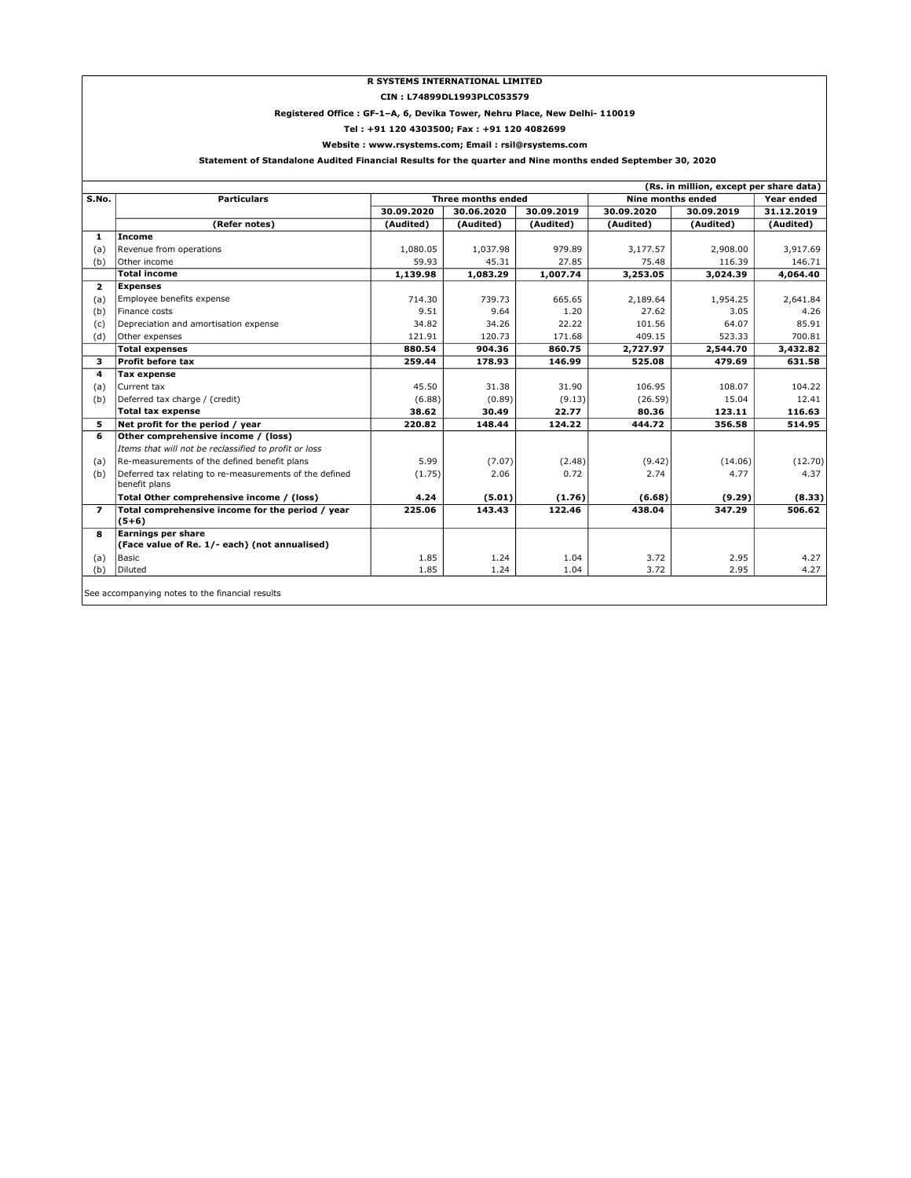**R SYSTEMS INTERNATIONAL LIMITED**

**CIN : L74899DL1993PLC053579**

**Registered Office : GF-1–A, 6, Devika Tower, Nehru Place, New Delhi- 110019**

**Tel : +91 120 4303500; Fax : +91 120 4082699**

**Website : www.rsystems.com; Email : rsil@rsystems.com**

**Statement of Standalone Audited Financial Results for the quarter and Nine months ended September 30, 2020**

**(Rs. in million, except per share data)**

| S.No. | Particulars | Three months ended | | | Nine months ended | | Year ended |
|---|---|---|---|---|---|---|---|
| | | 30.09.2020 | 30.06.2020 | 30.09.2019 | 30.09.2020 | 30.09.2019 | 31.12.2019 |
| | (Refer notes) | (Audited) | (Audited) | (Audited) | (Audited) | (Audited) | (Audited) |
| **1** | **Income** | | | | | | |
| (a) | Revenue from operations | 1,080.05 | 1,037.98 | 979.89 | 3,177.57 | 2,908.00 | 3,917.69 |
| (b) | Other income | 59.93 | 45.31 | 27.85 | 75.48 | 116.39 | 146.71 |
| | **Total income** | **1,139.98** | **1,083.29** | **1,007.74** | **3,253.05** | **3,024.39** | **4,064.40** |
| **2** | **Expenses** | | | | | | |
| (a) | Employee benefits expense | 714.30 | 739.73 | 665.65 | 2,189.64 | 1,954.25 | 2,641.84 |
| (b) | Finance costs | 9.51 | 9.64 | 1.20 | 27.62 | 3.05 | 4.26 |
| (c) | Depreciation and amortisation expense | 34.82 | 34.26 | 22.22 | 101.56 | 64.07 | 85.91 |
| (d) | Other expenses | 121.91 | 120.73 | 171.68 | 409.15 | 523.33 | 700.81 |
| | **Total expenses** | **880.54** | **904.36** | **860.75** | **2,727.97** | **2,544.70** | **3,432.82** |
| **3** | **Profit before tax** | **259.44** | **178.93** | **146.99** | **525.08** | **479.69** | **631.58** |
| **4** | **Tax expense** | | | | | | |
| (a) | Current tax | 45.50 | 31.38 | 31.90 | 106.95 | 108.07 | 104.22 |
| (b) | Deferred tax charge / (credit) | (6.88) | (0.89) | (9.13) | (26.59) | 15.04 | 12.41 |
| | **Total tax expense** | **38.62** | **30.49** | **22.77** | **80.36** | **123.11** | **116.63** |
| **5** | **Net profit for the period / year** | **220.82** | **148.44** | **124.22** | **444.72** | **356.58** | **514.95** |
| **6** | **Other comprehensive income / (loss)** | | | | | | |
| | *Items that will not be reclassified to profit or loss* | | | | | | |
| (a) | Re-measurements of the defined benefit plans | 5.99 | (7.07) | (2.48) | (9.42) | (14.06) | (12.70) |
| (b) | Deferred tax relating to re-measurements of the defined benefit plans | (1.75) | 2.06 | 0.72 | 2.74 | 4.77 | 4.37 |
| | **Total Other comprehensive income / (loss)** | **4.24** | **(5.01)** | **(1.76)** | **(6.68)** | **(9.29)** | **(8.33)** |
| **7** | **Total comprehensive income for the period / year (5+6)** | **225.06** | **143.43** | **122.46** | **438.04** | **347.29** | **506.62** |
| **8** | **Earnings per share (Face value of Re. 1/- each) (not annualised)** | | | | | | |
| (a) | Basic | 1.85 | 1.24 | 1.04 | 3.72 | 2.95 | 4.27 |
| (b) | Diluted | 1.85 | 1.24 | 1.04 | 3.72 | 2.95 | 4.27 |

See accompanying notes to the financial results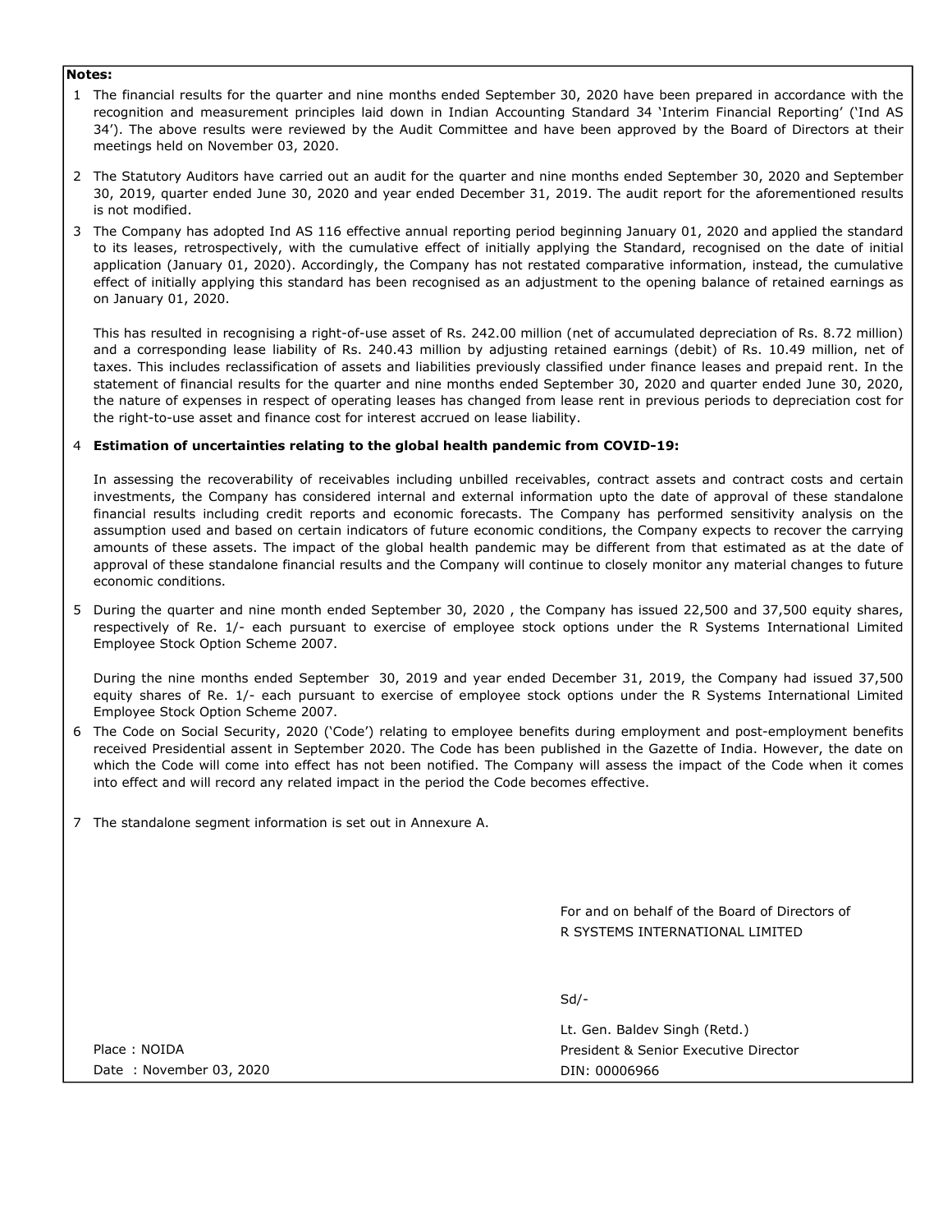**Notes:**

1. The financial results for the quarter and nine months ended September 30, 2020 have been prepared in accordance with the recognition and measurement principles laid down in Indian Accounting Standard 34 'Interim Financial Reporting' ('Ind AS 34'). The above results were reviewed by the Audit Committee and have been approved by the Board of Directors at their meetings held on November 03, 2020.

2. The Statutory Auditors have carried out an audit for the quarter and nine months ended September 30, 2020 and September 30, 2019, quarter ended June 30, 2020 and year ended December 31, 2019. The audit report for the aforementioned results is not modified.

3. The Company has adopted Ind AS 116 effective annual reporting period beginning January 01, 2020 and applied the standard to its leases, retrospectively, with the cumulative effect of initially applying the Standard, recognised on the date of initial application (January 01, 2020). Accordingly, the Company has not restated comparative information, instead, the cumulative effect of initially applying this standard has been recognised as an adjustment to the opening balance of retained earnings as on January 01, 2020.

   This has resulted in recognising a right-of-use asset of Rs. 242.00 million (net of accumulated depreciation of Rs. 8.72 million) and a corresponding lease liability of Rs. 240.43 million by adjusting retained earnings (debit) of Rs. 10.49 million, net of taxes. This includes reclassification of assets and liabilities previously classified under finance leases and prepaid rent. In the statement of financial results for the quarter and nine months ended September 30, 2020 and quarter ended June 30, 2020, the nature of expenses in respect of operating leases has changed from lease rent in previous periods to depreciation cost for the right-to-use asset and finance cost for interest accrued on lease liability.

4. **Estimation of uncertainties relating to the global health pandemic from COVID-19:**

   In assessing the recoverability of receivables including unbilled receivables, contract assets and contract costs and certain investments, the Company has considered internal and external information upto the date of approval of these standalone financial results including credit reports and economic forecasts. The Company has performed sensitivity analysis on the assumption used and based on certain indicators of future economic conditions, the Company expects to recover the carrying amounts of these assets. The impact of the global health pandemic may be different from that estimated as at the date of approval of these standalone financial results and the Company will continue to closely monitor any material changes to future economic conditions.

5. During the quarter and nine month ended September 30, 2020 , the Company has issued 22,500 and 37,500 equity shares, respectively of Re. 1/- each pursuant to exercise of employee stock options under the R Systems International Limited Employee Stock Option Scheme 2007.

   During the nine months ended September 30, 2019 and year ended December 31, 2019, the Company had issued 37,500 equity shares of Re. 1/- each pursuant to exercise of employee stock options under the R Systems International Limited Employee Stock Option Scheme 2007.

6. The Code on Social Security, 2020 ('Code') relating to employee benefits during employment and post-employment benefits received Presidential assent in September 2020. The Code has been published in the Gazette of India. However, the date on which the Code will come into effect has not been notified. The Company will assess the impact of the Code when it comes into effect and will record any related impact in the period the Code becomes effective.

7. The standalone segment information is set out in Annexure A.

For and on behalf of the Board of Directors of
R SYSTEMS INTERNATIONAL LIMITED

Sd/-

Lt. Gen. Baldev Singh (Retd.)
President & Senior Executive Director
DIN: 00006966

Place : NOIDA
Date : November 03, 2020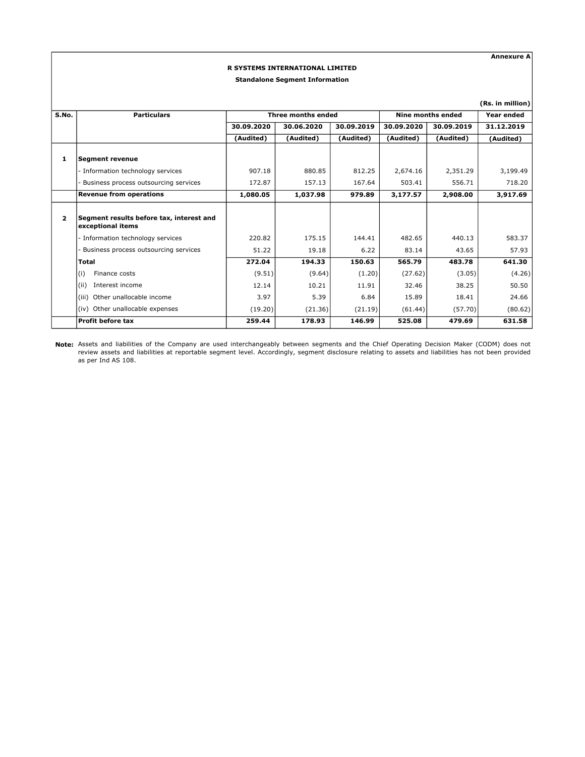Annexure A

**R SYSTEMS INTERNATIONAL LIMITED**

**Standalone Segment Information**

(Rs. in million)

| S.No. | Particulars | Three months ended | | | Nine months ended | | Year ended |
|---|---|---|---|---|---|---|---|
| | | 30.09.2020 | 30.06.2020 | 30.09.2019 | 30.09.2020 | 30.09.2019 | 31.12.2019 |
| | | (Audited) | (Audited) | (Audited) | (Audited) | (Audited) | (Audited) |
| 1 | **Segment revenue** | | | | | | |
| | - Information technology services | 907.18 | 880.85 | 812.25 | 2,674.16 | 2,351.29 | 3,199.49 |
| | - Business process outsourcing services | 172.87 | 157.13 | 167.64 | 503.41 | 556.71 | 718.20 |
| | **Revenue from operations** | **1,080.05** | **1,037.98** | **979.89** | **3,177.57** | **2,908.00** | **3,917.69** |
| 2 | **Segment results before tax, interest and exceptional items** | | | | | | |
| | - Information technology services | 220.82 | 175.15 | 144.41 | 482.65 | 440.13 | 583.37 |
| | - Business process outsourcing services | 51.22 | 19.18 | 6.22 | 83.14 | 43.65 | 57.93 |
| | **Total** | **272.04** | **194.33** | **150.63** | **565.79** | **483.78** | **641.30** |
| | (i) Finance costs | (9.51) | (9.64) | (1.20) | (27.62) | (3.05) | (4.26) |
| | (ii) Interest income | 12.14 | 10.21 | 11.91 | 32.46 | 38.25 | 50.50 |
| | (iii) Other unallocable income | 3.97 | 5.39 | 6.84 | 15.89 | 18.41 | 24.66 |
| | (iv) Other unallocable expenses | (19.20) | (21.36) | (21.19) | (61.44) | (57.70) | (80.62) |
| | **Profit before tax** | **259.44** | **178.93** | **146.99** | **525.08** | **479.69** | **631.58** |

**Note:** Assets and liabilities of the Company are used interchangeably between segments and the Chief Operating Decision Maker (CODM) does not review assets and liabilities at reportable segment level. Accordingly, segment disclosure relating to assets and liabilities has not been provided as per Ind AS 108.